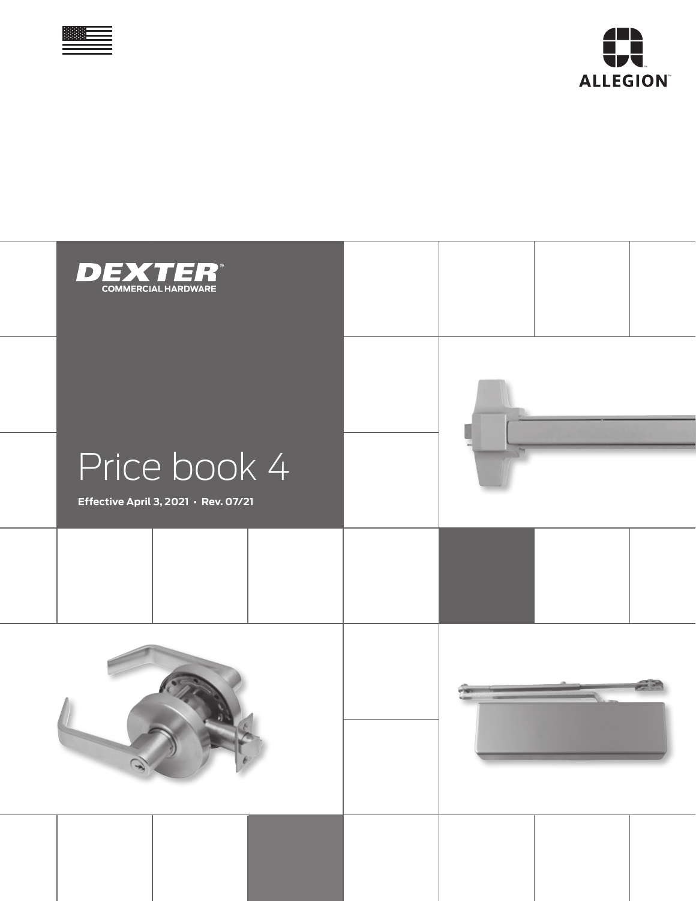ALLEGION™

# DEXTER®

COMMERCIAL HARDWARE

# Price book 4

**Effective April 3, 2021 • Rev. 07/21**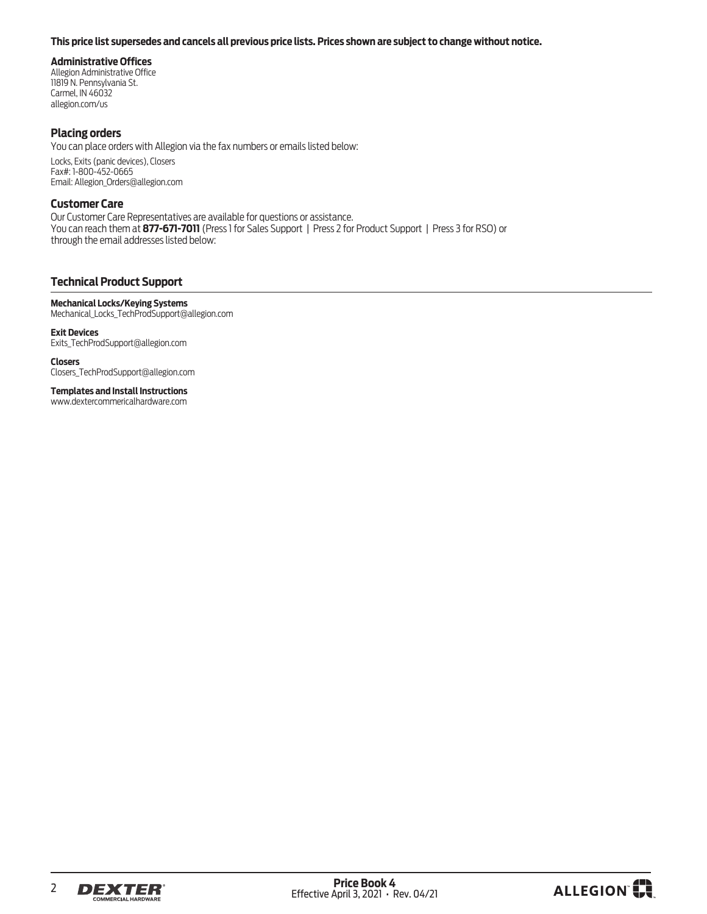**This price list supersedes and cancels all previous price lists. Prices shown are subject to change without notice.**

**Administrative Offices**
Allegion Administrative Office
11819 N. Pennsylvania St.
Carmel, IN 46032
allegion.com/us

## Placing orders

You can place orders with Allegion via the fax numbers or emails listed below:

Locks, Exits (panic devices), Closers
Fax#: 1-800-452-0665
Email: Allegion_Orders@allegion.com

## Customer Care

Our Customer Care Representatives are available for questions or assistance.
You can reach them at **877-671-7011** (Press 1 for Sales Support | Press 2 for Product Support | Press 3 for RSO) or through the email addresses listed below:

## Technical Product Support

**Mechanical Locks/Keying Systems**
Mechanical_Locks_TechProdSupport@allegion.com

**Exit Devices**
Exits_TechProdSupport@allegion.com

**Closers**
Closers_TechProdSupport@allegion.com

**Templates and Install Instructions**
www.dextercommericalhardware.com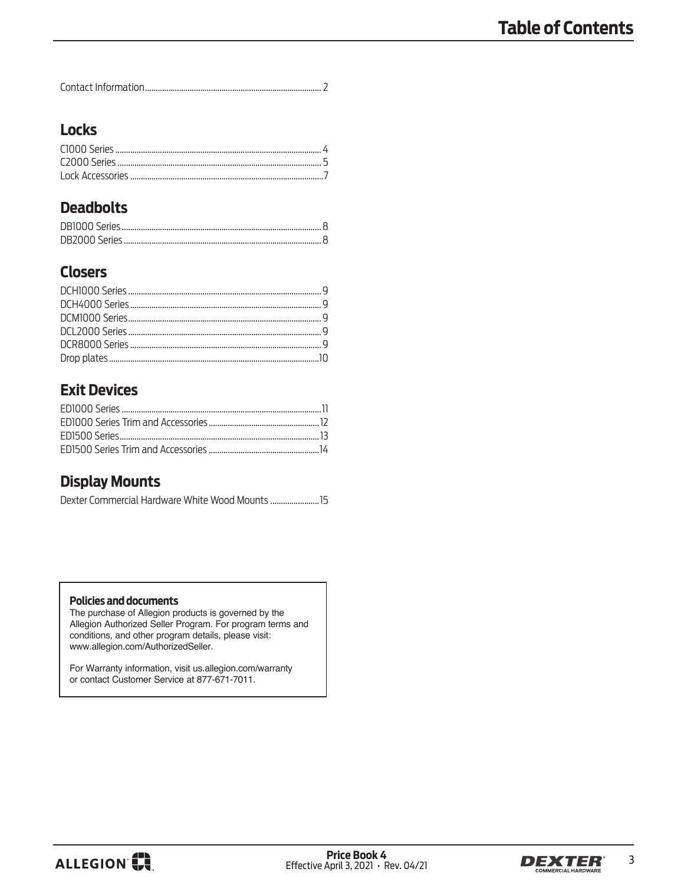# Table of Contents

Contact Information .................................................... 2

## Locks

C1000 Series .................................................... 4
C2000 Series .................................................... 5
Lock Accessories .................................................... 7

## Deadbolts

DB1000 Series .................................................... 8
DB2000 Series .................................................... 8

## Closers

DCH1000 Series .................................................... 9
DCH4000 Series .................................................... 9
DCM1000 Series .................................................... 9
DCL2000 Series .................................................... 9
DCR8000 Series .................................................... 9
Drop plates .................................................... 10

## Exit Devices

ED1000 Series .................................................... 11
ED1000 Series Trim and Accessories .................................................... 12
ED1500 Series .................................................... 13
ED1500 Series Trim and Accessories .................................................... 14

## Display Mounts

Dexter Commercial Hardware White Wood Mounts .................................................... 15

**Policies and documents**

The purchase of Allegion products is governed by the Allegion Authorized Seller Program. For program terms and conditions, and other program details, please visit: www.allegion.com/AuthorizedSeller.

For Warranty information, visit us.allegion.com/warranty or contact Customer Service at 877-671-7011.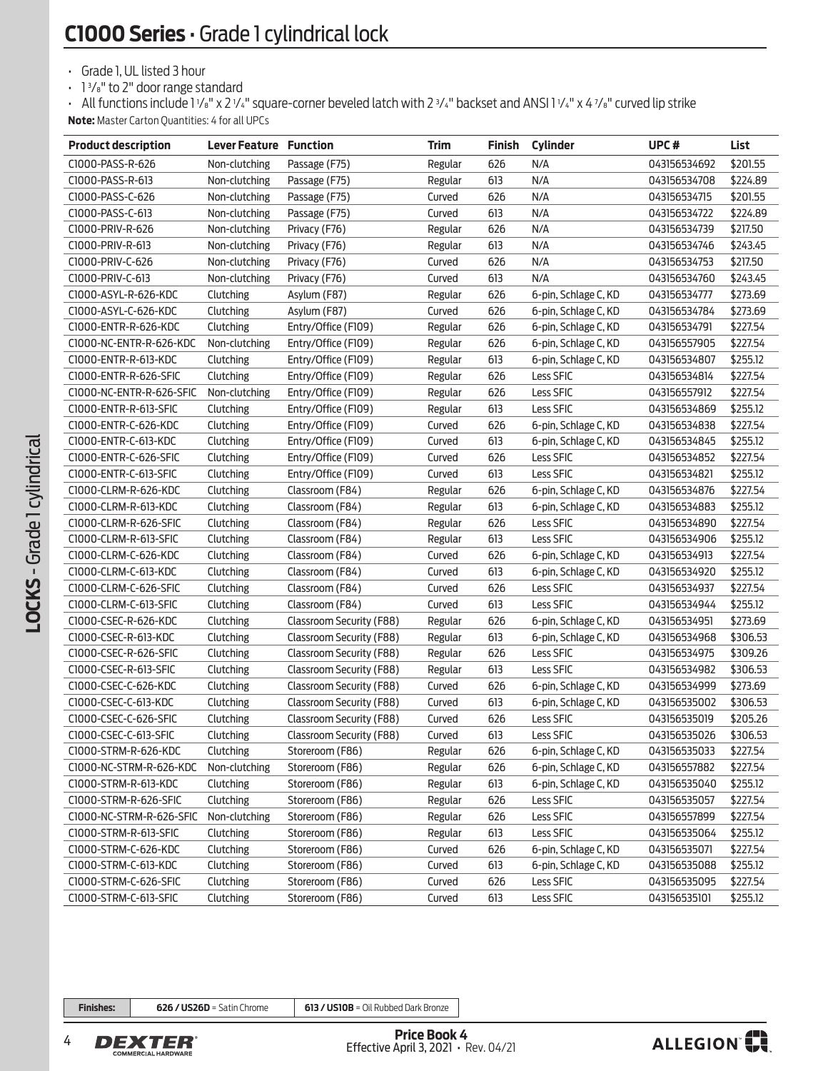# C1000 Series • Grade 1 cylindrical lock

- Grade 1, UL listed 3 hour
- 1 3/8" to 2" door range standard
- All functions include 1 1/8" x 2 1/4" square-corner beveled latch with 2 3/4" backset and ANSI 1 1/4" x 4 7/8" curved lip strike

**Note:** Master Carton Quantities: 4 for all UPCs

| Product description | Lever Feature | Function | Trim | Finish | Cylinder | UPC # | List |
|---|---|---|---|---|---|---|---|
| C1000-PASS-R-626 | Non-clutching | Passage (F75) | Regular | 626 | N/A | 043156534692 | $201.55 |
| C1000-PASS-R-613 | Non-clutching | Passage (F75) | Regular | 613 | N/A | 043156534708 | $224.89 |
| C1000-PASS-C-626 | Non-clutching | Passage (F75) | Curved | 626 | N/A | 043156534715 | $201.55 |
| C1000-PASS-C-613 | Non-clutching | Passage (F75) | Curved | 613 | N/A | 043156534722 | $224.89 |
| C1000-PRIV-R-626 | Non-clutching | Privacy (F76) | Regular | 626 | N/A | 043156534739 | $217.50 |
| C1000-PRIV-R-613 | Non-clutching | Privacy (F76) | Regular | 613 | N/A | 043156534746 | $243.45 |
| C1000-PRIV-C-626 | Non-clutching | Privacy (F76) | Curved | 626 | N/A | 043156534753 | $217.50 |
| C1000-PRIV-C-613 | Non-clutching | Privacy (F76) | Curved | 613 | N/A | 043156534760 | $243.45 |
| C1000-ASYL-R-626-KDC | Clutching | Asylum (F87) | Regular | 626 | 6-pin, Schlage C, KD | 043156534777 | $273.69 |
| C1000-ASYL-C-626-KDC | Clutching | Asylum (F87) | Curved | 626 | 6-pin, Schlage C, KD | 043156534784 | $273.69 |
| C1000-ENTR-R-626-KDC | Clutching | Entry/Office (F109) | Regular | 626 | 6-pin, Schlage C, KD | 043156534791 | $227.54 |
| C1000-NC-ENTR-R-626-KDC | Non-clutching | Entry/Office (F109) | Regular | 626 | 6-pin, Schlage C, KD | 043156557905 | $227.54 |
| C1000-ENTR-R-613-KDC | Clutching | Entry/Office (F109) | Regular | 613 | 6-pin, Schlage C, KD | 043156534807 | $255.12 |
| C1000-ENTR-R-626-SFIC | Clutching | Entry/Office (F109) | Regular | 626 | Less SFIC | 043156534814 | $227.54 |
| C1000-NC-ENTR-R-626-SFIC | Non-clutching | Entry/Office (F109) | Regular | 626 | Less SFIC | 043156557912 | $227.54 |
| C1000-ENTR-R-613-SFIC | Clutching | Entry/Office (F109) | Regular | 613 | Less SFIC | 043156534869 | $255.12 |
| C1000-ENTR-C-626-KDC | Clutching | Entry/Office (F109) | Curved | 626 | 6-pin, Schlage C, KD | 043156534838 | $227.54 |
| C1000-ENTR-C-613-KDC | Clutching | Entry/Office (F109) | Curved | 613 | 6-pin, Schlage C, KD | 043156534845 | $255.12 |
| C1000-ENTR-C-626-SFIC | Clutching | Entry/Office (F109) | Curved | 626 | Less SFIC | 043156534852 | $227.54 |
| C1000-ENTR-C-613-SFIC | Clutching | Entry/Office (F109) | Curved | 613 | Less SFIC | 043156534821 | $255.12 |
| C1000-CLRM-R-626-KDC | Clutching | Classroom (F84) | Regular | 626 | 6-pin, Schlage C, KD | 043156534876 | $227.54 |
| C1000-CLRM-R-613-KDC | Clutching | Classroom (F84) | Regular | 613 | 6-pin, Schlage C, KD | 043156534883 | $255.12 |
| C1000-CLRM-R-626-SFIC | Clutching | Classroom (F84) | Regular | 626 | Less SFIC | 043156534890 | $227.54 |
| C1000-CLRM-R-613-SFIC | Clutching | Classroom (F84) | Regular | 613 | Less SFIC | 043156534906 | $255.12 |
| C1000-CLRM-C-626-KDC | Clutching | Classroom (F84) | Curved | 626 | 6-pin, Schlage C, KD | 043156534913 | $227.54 |
| C1000-CLRM-C-613-KDC | Clutching | Classroom (F84) | Curved | 613 | 6-pin, Schlage C, KD | 043156534920 | $255.12 |
| C1000-CLRM-C-626-SFIC | Clutching | Classroom (F84) | Curved | 626 | Less SFIC | 043156534937 | $227.54 |
| C1000-CLRM-C-613-SFIC | Clutching | Classroom (F84) | Curved | 613 | Less SFIC | 043156534944 | $255.12 |
| C1000-CSEC-R-626-KDC | Clutching | Classroom Security (F88) | Regular | 626 | 6-pin, Schlage C, KD | 043156534951 | $273.69 |
| C1000-CSEC-R-613-KDC | Clutching | Classroom Security (F88) | Regular | 613 | 6-pin, Schlage C, KD | 043156534968 | $306.53 |
| C1000-CSEC-R-626-SFIC | Clutching | Classroom Security (F88) | Regular | 626 | Less SFIC | 043156534975 | $309.26 |
| C1000-CSEC-R-613-SFIC | Clutching | Classroom Security (F88) | Regular | 613 | Less SFIC | 043156534982 | $306.53 |
| C1000-CSEC-C-626-KDC | Clutching | Classroom Security (F88) | Curved | 626 | 6-pin, Schlage C, KD | 043156534999 | $273.69 |
| C1000-CSEC-C-613-KDC | Clutching | Classroom Security (F88) | Curved | 613 | 6-pin, Schlage C, KD | 043156535002 | $306.53 |
| C1000-CSEC-C-626-SFIC | Clutching | Classroom Security (F88) | Curved | 626 | Less SFIC | 043156535019 | $205.26 |
| C1000-CSEC-C-613-SFIC | Clutching | Classroom Security (F88) | Curved | 613 | Less SFIC | 043156535026 | $306.53 |
| C1000-STRM-R-626-KDC | Clutching | Storeroom (F86) | Regular | 626 | 6-pin, Schlage C, KD | 043156535033 | $227.54 |
| C1000-NC-STRM-R-626-KDC | Non-clutching | Storeroom (F86) | Regular | 626 | 6-pin, Schlage C, KD | 043156557882 | $227.54 |
| C1000-STRM-R-613-KDC | Clutching | Storeroom (F86) | Regular | 613 | 6-pin, Schlage C, KD | 043156535040 | $255.12 |
| C1000-STRM-R-626-SFIC | Clutching | Storeroom (F86) | Regular | 626 | Less SFIC | 043156535057 | $227.54 |
| C1000-NC-STRM-R-626-SFIC | Non-clutching | Storeroom (F86) | Regular | 626 | Less SFIC | 043156557899 | $227.54 |
| C1000-STRM-R-613-SFIC | Clutching | Storeroom (F86) | Regular | 613 | Less SFIC | 043156535064 | $255.12 |
| C1000-STRM-C-626-KDC | Clutching | Storeroom (F86) | Curved | 626 | 6-pin, Schlage C, KD | 043156535071 | $227.54 |
| C1000-STRM-C-613-KDC | Clutching | Storeroom (F86) | Curved | 613 | 6-pin, Schlage C, KD | 043156535088 | $255.12 |
| C1000-STRM-C-626-SFIC | Clutching | Storeroom (F86) | Curved | 626 | Less SFIC | 043156535095 | $227.54 |
| C1000-STRM-C-613-SFIC | Clutching | Storeroom (F86) | Curved | 613 | Less SFIC | 043156535101 | $255.12 |

| Finishes: | 626 / US26D = Satin Chrome | 613 / US10B = Oil Rubbed Dark Bronze |
|---|---|---|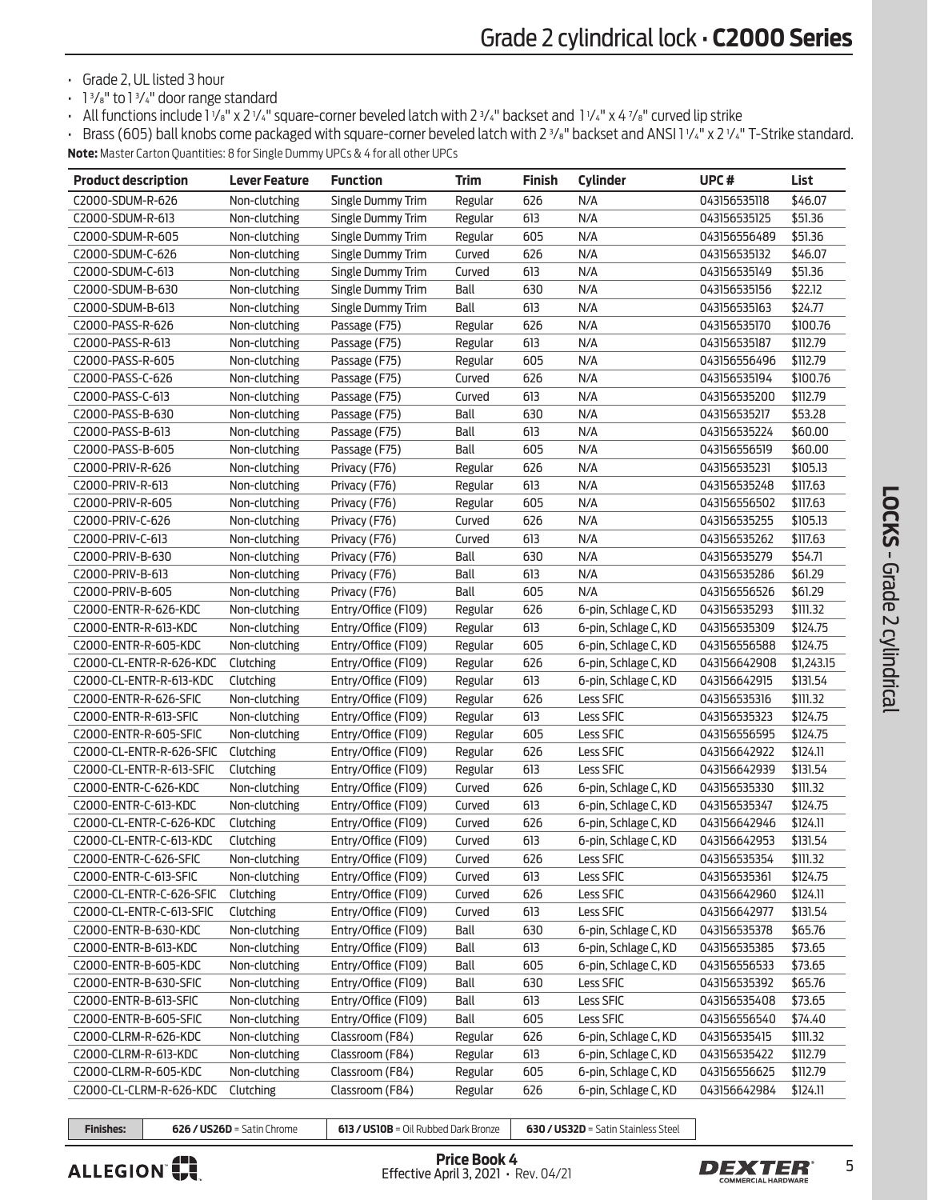# Grade 2 cylindrical lock • **C2000 Series**

- Grade 2, UL listed 3 hour
- 1 3/8" to 1 3/4" door range standard
- All functions include 1 1/8" x 2 1/4" square-corner beveled latch with 2 3/4" backset and 1 1/4" x 4 7/8" curved lip strike
- Brass (605) ball knobs come packaged with square-corner beveled latch with 2 3/8" backset and ANSI 1 1/4" x 2 1/4" T-Strike standard.

**Note:** Master Carton Quantities: 8 for Single Dummy UPCs & 4 for all other UPCs

| Product description | Lever Feature | Function | Trim | Finish | Cylinder | UPC # | List |
|---|---|---|---|---|---|---|---|
| C2000-SDUM-R-626 | Non-clutching | Single Dummy Trim | Regular | 626 | N/A | 043156535118 | $46.07 |
| C2000-SDUM-R-613 | Non-clutching | Single Dummy Trim | Regular | 613 | N/A | 043156535125 | $51.36 |
| C2000-SDUM-R-605 | Non-clutching | Single Dummy Trim | Regular | 605 | N/A | 043156556489 | $51.36 |
| C2000-SDUM-C-626 | Non-clutching | Single Dummy Trim | Curved | 626 | N/A | 043156535132 | $46.07 |
| C2000-SDUM-C-613 | Non-clutching | Single Dummy Trim | Curved | 613 | N/A | 043156535149 | $51.36 |
| C2000-SDUM-B-630 | Non-clutching | Single Dummy Trim | Ball | 630 | N/A | 043156535156 | $22.12 |
| C2000-SDUM-B-613 | Non-clutching | Single Dummy Trim | Ball | 613 | N/A | 043156535163 | $24.77 |
| C2000-PASS-R-626 | Non-clutching | Passage (F75) | Regular | 626 | N/A | 043156535170 | $100.76 |
| C2000-PASS-R-613 | Non-clutching | Passage (F75) | Regular | 613 | N/A | 043156535187 | $112.79 |
| C2000-PASS-R-605 | Non-clutching | Passage (F75) | Regular | 605 | N/A | 043156556496 | $112.79 |
| C2000-PASS-C-626 | Non-clutching | Passage (F75) | Curved | 626 | N/A | 043156535194 | $100.76 |
| C2000-PASS-C-613 | Non-clutching | Passage (F75) | Curved | 613 | N/A | 043156535200 | $112.79 |
| C2000-PASS-B-630 | Non-clutching | Passage (F75) | Ball | 630 | N/A | 043156535217 | $53.28 |
| C2000-PASS-B-613 | Non-clutching | Passage (F75) | Ball | 613 | N/A | 043156535224 | $60.00 |
| C2000-PASS-B-605 | Non-clutching | Passage (F75) | Ball | 605 | N/A | 043156556519 | $60.00 |
| C2000-PRIV-R-626 | Non-clutching | Privacy (F76) | Regular | 626 | N/A | 043156535231 | $105.13 |
| C2000-PRIV-R-613 | Non-clutching | Privacy (F76) | Regular | 613 | N/A | 043156535248 | $117.63 |
| C2000-PRIV-R-605 | Non-clutching | Privacy (F76) | Regular | 605 | N/A | 043156556502 | $117.63 |
| C2000-PRIV-C-626 | Non-clutching | Privacy (F76) | Curved | 626 | N/A | 043156535255 | $105.13 |
| C2000-PRIV-C-613 | Non-clutching | Privacy (F76) | Curved | 613 | N/A | 043156535262 | $117.63 |
| C2000-PRIV-B-630 | Non-clutching | Privacy (F76) | Ball | 630 | N/A | 043156535279 | $54.71 |
| C2000-PRIV-B-613 | Non-clutching | Privacy (F76) | Ball | 613 | N/A | 043156535286 | $61.29 |
| C2000-PRIV-B-605 | Non-clutching | Privacy (F76) | Ball | 605 | N/A | 043156556526 | $61.29 |
| C2000-ENTR-R-626-KDC | Non-clutching | Entry/Office (F109) | Regular | 626 | 6-pin, Schlage C, KD | 043156535293 | $111.32 |
| C2000-ENTR-R-613-KDC | Non-clutching | Entry/Office (F109) | Regular | 613 | 6-pin, Schlage C, KD | 043156535309 | $124.75 |
| C2000-ENTR-R-605-KDC | Non-clutching | Entry/Office (F109) | Regular | 605 | 6-pin, Schlage C, KD | 043156556588 | $124.75 |
| C2000-CL-ENTR-R-626-KDC | Clutching | Entry/Office (F109) | Regular | 626 | 6-pin, Schlage C, KD | 043156642908 | $1,243.15 |
| C2000-CL-ENTR-R-613-KDC | Clutching | Entry/Office (F109) | Regular | 613 | 6-pin, Schlage C, KD | 043156642915 | $131.54 |
| C2000-ENTR-R-626-SFIC | Non-clutching | Entry/Office (F109) | Regular | 626 | Less SFIC | 043156535316 | $111.32 |
| C2000-ENTR-R-613-SFIC | Non-clutching | Entry/Office (F109) | Regular | 613 | Less SFIC | 043156535323 | $124.75 |
| C2000-ENTR-R-605-SFIC | Non-clutching | Entry/Office (F109) | Regular | 605 | Less SFIC | 043156556595 | $124.75 |
| C2000-CL-ENTR-R-626-SFIC | Clutching | Entry/Office (F109) | Regular | 626 | Less SFIC | 043156642922 | $124.11 |
| C2000-CL-ENTR-R-613-SFIC | Clutching | Entry/Office (F109) | Regular | 613 | Less SFIC | 043156642939 | $131.54 |
| C2000-ENTR-C-626-KDC | Non-clutching | Entry/Office (F109) | Curved | 626 | 6-pin, Schlage C, KD | 043156535330 | $111.32 |
| C2000-ENTR-C-613-KDC | Non-clutching | Entry/Office (F109) | Curved | 613 | 6-pin, Schlage C, KD | 043156535347 | $124.75 |
| C2000-CL-ENTR-C-626-KDC | Clutching | Entry/Office (F109) | Curved | 626 | 6-pin, Schlage C, KD | 043156642946 | $124.11 |
| C2000-CL-ENTR-C-613-KDC | Clutching | Entry/Office (F109) | Curved | 613 | 6-pin, Schlage C, KD | 043156642953 | $131.54 |
| C2000-ENTR-C-626-SFIC | Non-clutching | Entry/Office (F109) | Curved | 626 | Less SFIC | 043156535354 | $111.32 |
| C2000-ENTR-C-613-SFIC | Non-clutching | Entry/Office (F109) | Curved | 613 | Less SFIC | 043156535361 | $124.75 |
| C2000-CL-ENTR-C-626-SFIC | Clutching | Entry/Office (F109) | Curved | 626 | Less SFIC | 043156642960 | $124.11 |
| C2000-CL-ENTR-C-613-SFIC | Clutching | Entry/Office (F109) | Curved | 613 | Less SFIC | 043156642977 | $131.54 |
| C2000-ENTR-B-630-KDC | Non-clutching | Entry/Office (F109) | Ball | 630 | 6-pin, Schlage C, KD | 043156535378 | $65.76 |
| C2000-ENTR-B-613-KDC | Non-clutching | Entry/Office (F109) | Ball | 613 | 6-pin, Schlage C, KD | 043156535385 | $73.65 |
| C2000-ENTR-B-605-KDC | Non-clutching | Entry/Office (F109) | Ball | 605 | 6-pin, Schlage C, KD | 043156556533 | $73.65 |
| C2000-ENTR-B-630-SFIC | Non-clutching | Entry/Office (F109) | Ball | 630 | Less SFIC | 043156535392 | $65.76 |
| C2000-ENTR-B-613-SFIC | Non-clutching | Entry/Office (F109) | Ball | 613 | Less SFIC | 043156535408 | $73.65 |
| C2000-ENTR-B-605-SFIC | Non-clutching | Entry/Office (F109) | Ball | 605 | Less SFIC | 043156556540 | $74.40 |
| C2000-CLRM-R-626-KDC | Non-clutching | Classroom (F84) | Regular | 626 | 6-pin, Schlage C, KD | 043156535415 | $111.32 |
| C2000-CLRM-R-613-KDC | Non-clutching | Classroom (F84) | Regular | 613 | 6-pin, Schlage C, KD | 043156535422 | $112.79 |
| C2000-CLRM-R-605-KDC | Non-clutching | Classroom (F84) | Regular | 605 | 6-pin, Schlage C, KD | 043156556625 | $112.79 |
| C2000-CL-CLRM-R-626-KDC | Clutching | Classroom (F84) | Regular | 626 | 6-pin, Schlage C, KD | 043156642984 | $124.11 |

| Finishes: | **626 / US26D** = Satin Chrome | **613 / US10B** = Oil Rubbed Dark Bronze | **630 / US32D** = Satin Stainless Steel |
|---|---|---|---|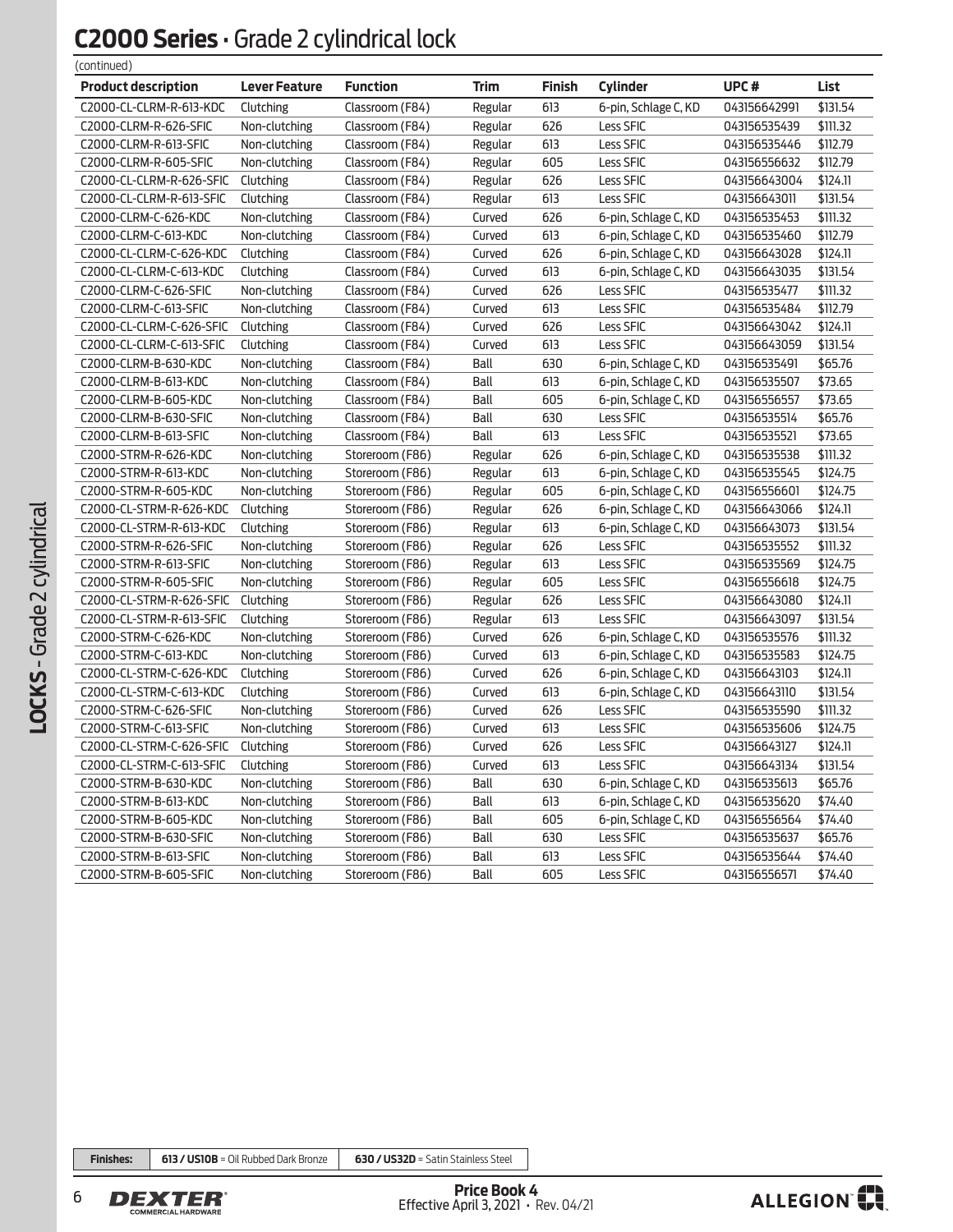# **C2000 Series** · Grade 2 cylindrical lock

(continued)

| Product description | Lever Feature | Function | Trim | Finish | Cylinder | UPC # | List |
|---|---|---|---|---|---|---|---|
| C2000-CL-CLRM-R-613-KDC | Clutching | Classroom (F84) | Regular | 613 | 6-pin, Schlage C, KD | 043156642991 | $131.54 |
| C2000-CLRM-R-626-SFIC | Non-clutching | Classroom (F84) | Regular | 626 | Less SFIC | 043156535439 | $111.32 |
| C2000-CLRM-R-613-SFIC | Non-clutching | Classroom (F84) | Regular | 613 | Less SFIC | 043156535446 | $112.79 |
| C2000-CLRM-R-605-SFIC | Non-clutching | Classroom (F84) | Regular | 605 | Less SFIC | 043156556632 | $112.79 |
| C2000-CL-CLRM-R-626-SFIC | Clutching | Classroom (F84) | Regular | 626 | Less SFIC | 043156643004 | $124.11 |
| C2000-CL-CLRM-R-613-SFIC | Clutching | Classroom (F84) | Regular | 613 | Less SFIC | 043156643011 | $131.54 |
| C2000-CLRM-C-626-KDC | Non-clutching | Classroom (F84) | Curved | 626 | 6-pin, Schlage C, KD | 043156535453 | $111.32 |
| C2000-CLRM-C-613-KDC | Non-clutching | Classroom (F84) | Curved | 613 | 6-pin, Schlage C, KD | 043156535460 | $112.79 |
| C2000-CL-CLRM-C-626-KDC | Clutching | Classroom (F84) | Curved | 626 | 6-pin, Schlage C, KD | 043156643028 | $124.11 |
| C2000-CL-CLRM-C-613-KDC | Clutching | Classroom (F84) | Curved | 613 | 6-pin, Schlage C, KD | 043156643035 | $131.54 |
| C2000-CLRM-C-626-SFIC | Non-clutching | Classroom (F84) | Curved | 626 | Less SFIC | 043156535477 | $111.32 |
| C2000-CLRM-C-613-SFIC | Non-clutching | Classroom (F84) | Curved | 613 | Less SFIC | 043156535484 | $112.79 |
| C2000-CL-CLRM-C-626-SFIC | Clutching | Classroom (F84) | Curved | 626 | Less SFIC | 043156643042 | $124.11 |
| C2000-CL-CLRM-C-613-SFIC | Clutching | Classroom (F84) | Curved | 613 | Less SFIC | 043156643059 | $131.54 |
| C2000-CLRM-B-630-KDC | Non-clutching | Classroom (F84) | Ball | 630 | 6-pin, Schlage C, KD | 043156535491 | $65.76 |
| C2000-CLRM-B-613-KDC | Non-clutching | Classroom (F84) | Ball | 613 | 6-pin, Schlage C, KD | 043156535507 | $73.65 |
| C2000-CLRM-B-605-KDC | Non-clutching | Classroom (F84) | Ball | 605 | 6-pin, Schlage C, KD | 043156556557 | $73.65 |
| C2000-CLRM-B-630-SFIC | Non-clutching | Classroom (F84) | Ball | 630 | Less SFIC | 043156535514 | $65.76 |
| C2000-CLRM-B-613-SFIC | Non-clutching | Classroom (F84) | Ball | 613 | Less SFIC | 043156535521 | $73.65 |
| C2000-STRM-R-626-KDC | Non-clutching | Storeroom (F86) | Regular | 626 | 6-pin, Schlage C, KD | 043156535538 | $111.32 |
| C2000-STRM-R-613-KDC | Non-clutching | Storeroom (F86) | Regular | 613 | 6-pin, Schlage C, KD | 043156535545 | $124.75 |
| C2000-STRM-R-605-KDC | Non-clutching | Storeroom (F86) | Regular | 605 | 6-pin, Schlage C, KD | 043156556601 | $124.75 |
| C2000-CL-STRM-R-626-KDC | Clutching | Storeroom (F86) | Regular | 626 | 6-pin, Schlage C, KD | 043156643066 | $124.11 |
| C2000-CL-STRM-R-613-KDC | Clutching | Storeroom (F86) | Regular | 613 | 6-pin, Schlage C, KD | 043156643073 | $131.54 |
| C2000-STRM-R-626-SFIC | Non-clutching | Storeroom (F86) | Regular | 626 | Less SFIC | 043156535552 | $111.32 |
| C2000-STRM-R-613-SFIC | Non-clutching | Storeroom (F86) | Regular | 613 | Less SFIC | 043156535569 | $124.75 |
| C2000-STRM-R-605-SFIC | Non-clutching | Storeroom (F86) | Regular | 605 | Less SFIC | 043156556618 | $124.75 |
| C2000-CL-STRM-R-626-SFIC | Clutching | Storeroom (F86) | Regular | 626 | Less SFIC | 043156643080 | $124.11 |
| C2000-CL-STRM-R-613-SFIC | Clutching | Storeroom (F86) | Regular | 613 | Less SFIC | 043156643097 | $131.54 |
| C2000-STRM-C-626-KDC | Non-clutching | Storeroom (F86) | Curved | 626 | 6-pin, Schlage C, KD | 043156535576 | $111.32 |
| C2000-STRM-C-613-KDC | Non-clutching | Storeroom (F86) | Curved | 613 | 6-pin, Schlage C, KD | 043156535583 | $124.75 |
| C2000-CL-STRM-C-626-KDC | Clutching | Storeroom (F86) | Curved | 626 | 6-pin, Schlage C, KD | 043156643103 | $124.11 |
| C2000-CL-STRM-C-613-KDC | Clutching | Storeroom (F86) | Curved | 613 | 6-pin, Schlage C, KD | 043156643110 | $131.54 |
| C2000-STRM-C-626-SFIC | Non-clutching | Storeroom (F86) | Curved | 626 | Less SFIC | 043156535590 | $111.32 |
| C2000-STRM-C-613-SFIC | Non-clutching | Storeroom (F86) | Curved | 613 | Less SFIC | 043156535606 | $124.75 |
| C2000-CL-STRM-C-626-SFIC | Clutching | Storeroom (F86) | Curved | 626 | Less SFIC | 043156643127 | $124.11 |
| C2000-CL-STRM-C-613-SFIC | Clutching | Storeroom (F86) | Curved | 613 | Less SFIC | 043156643134 | $131.54 |
| C2000-STRM-B-630-KDC | Non-clutching | Storeroom (F86) | Ball | 630 | 6-pin, Schlage C, KD | 043156535613 | $65.76 |
| C2000-STRM-B-613-KDC | Non-clutching | Storeroom (F86) | Ball | 613 | 6-pin, Schlage C, KD | 043156535620 | $74.40 |
| C2000-STRM-B-605-KDC | Non-clutching | Storeroom (F86) | Ball | 605 | 6-pin, Schlage C, KD | 043156556564 | $74.40 |
| C2000-STRM-B-630-SFIC | Non-clutching | Storeroom (F86) | Ball | 630 | Less SFIC | 043156535637 | $65.76 |
| C2000-STRM-B-613-SFIC | Non-clutching | Storeroom (F86) | Ball | 613 | Less SFIC | 043156535644 | $74.40 |
| C2000-STRM-B-605-SFIC | Non-clutching | Storeroom (F86) | Ball | 605 | Less SFIC | 043156556571 | $74.40 |

| Finishes: | **613 / US10B** = Oil Rubbed Dark Bronze | **630 / US32D** = Satin Stainless Steel |
|---|---|---|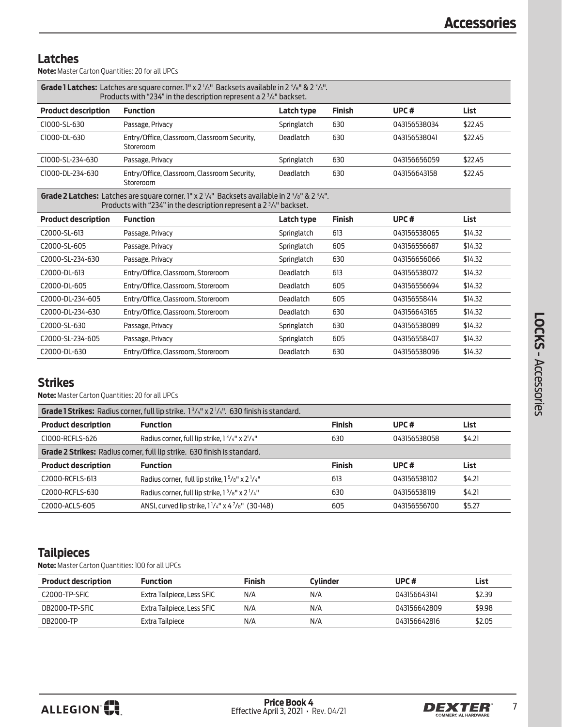# Accessories

## Latches

**Note:** Master Carton Quantities: 20 for all UPCs

| Product description | Function | Latch type | Finish | UPC # | List |
|---|---|---|---|---|---|
| **Grade 1 Latches:** Latches are square corner. 1" x 2 1/4" Backsets available in 2 3/8" & 2 3/4". Products with "234" in the description represent a 2 3/4" backset. | | | | | |
| C1000-SL-630 | Passage, Privacy | Springlatch | 630 | 043156538034 | $22.45 |
| C1000-DL-630 | Entry/Office, Classroom, Classroom Security, Storeroom | Deadlatch | 630 | 043156538041 | $22.45 |
| C1000-SL-234-630 | Passage, Privacy | Springlatch | 630 | 043156656059 | $22.45 |
| C1000-DL-234-630 | Entry/Office, Classroom, Classroom Security, Storeroom | Deadlatch | 630 | 043156643158 | $22.45 |
| **Grade 2 Latches:** Latches are square corner. 1" x 2 1/4" Backsets available in 2 3/8" & 2 3/4". Products with "234" in the description represent a 2 3/4" backset. | | | | | |
| **Product description** | **Function** | **Latch type** | **Finish** | **UPC #** | **List** |
| C2000-SL-613 | Passage, Privacy | Springlatch | 613 | 043156538065 | $14.32 |
| C2000-SL-605 | Passage, Privacy | Springlatch | 605 | 043156556687 | $14.32 |
| C2000-SL-234-630 | Passage, Privacy | Springlatch | 630 | 043156656066 | $14.32 |
| C2000-DL-613 | Entry/Office, Classroom, Storeroom | Deadlatch | 613 | 043156538072 | $14.32 |
| C2000-DL-605 | Entry/Office, Classroom, Storeroom | Deadlatch | 605 | 043156556694 | $14.32 |
| C2000-DL-234-605 | Entry/Office, Classroom, Storeroom | Deadlatch | 605 | 043156558414 | $14.32 |
| C2000-DL-234-630 | Entry/Office, Classroom, Storeroom | Deadlatch | 630 | 043156643165 | $14.32 |
| C2000-SL-630 | Passage, Privacy | Springlatch | 630 | 043156538089 | $14.32 |
| C2000-SL-234-605 | Passage, Privacy | Springlatch | 605 | 043156558407 | $14.32 |
| C2000-DL-630 | Entry/Office, Classroom, Storeroom | Deadlatch | 630 | 043156538096 | $14.32 |

## Strikes

**Note:** Master Carton Quantities: 20 for all UPCs

| Product description | Function | Finish | UPC # | List |
|---|---|---|---|---|
| **Grade 1 Strikes:** Radius corner, full lip strike. 1 3/4" x 2 1/4". 630 finish is standard. | | | | |
| C1000-RCFLS-626 | Radius corner, full lip strike, 1 3/4" x 2 1/4" | 630 | 043156538058 | $4.21 |
| **Grade 2 Strikes:** Radius corner, full lip strike. 630 finish is standard. | | | | |
| **Product description** | **Function** | **Finish** | **UPC #** | **List** |
| C2000-RCFLS-613 | Radius corner, full lip strike, 1 5/8" x 2 1/4" | 613 | 043156538102 | $4.21 |
| C2000-RCFLS-630 | Radius corner, full lip strike, 1 5/8" x 2 1/4" | 630 | 043156538119 | $4.21 |
| C2000-ACLS-605 | ANSI, curved lip strike, 1 1/4" x 4 7/8" (30-148) | 605 | 043156556700 | $5.27 |

## Tailpieces

**Note:** Master Carton Quantities: 100 for all UPCs

| Product description | Function | Finish | Cylinder | UPC # | List |
|---|---|---|---|---|---|
| C2000-TP-SFIC | Extra Tailpiece, Less SFIC | N/A | N/A | 043156643141 | $2.39 |
| DB2000-TP-SFIC | Extra Tailpiece, Less SFIC | N/A | N/A | 043156642809 | $9.98 |
| DB2000-TP | Extra Tailpiece | N/A | N/A | 043156642816 | $2.05 |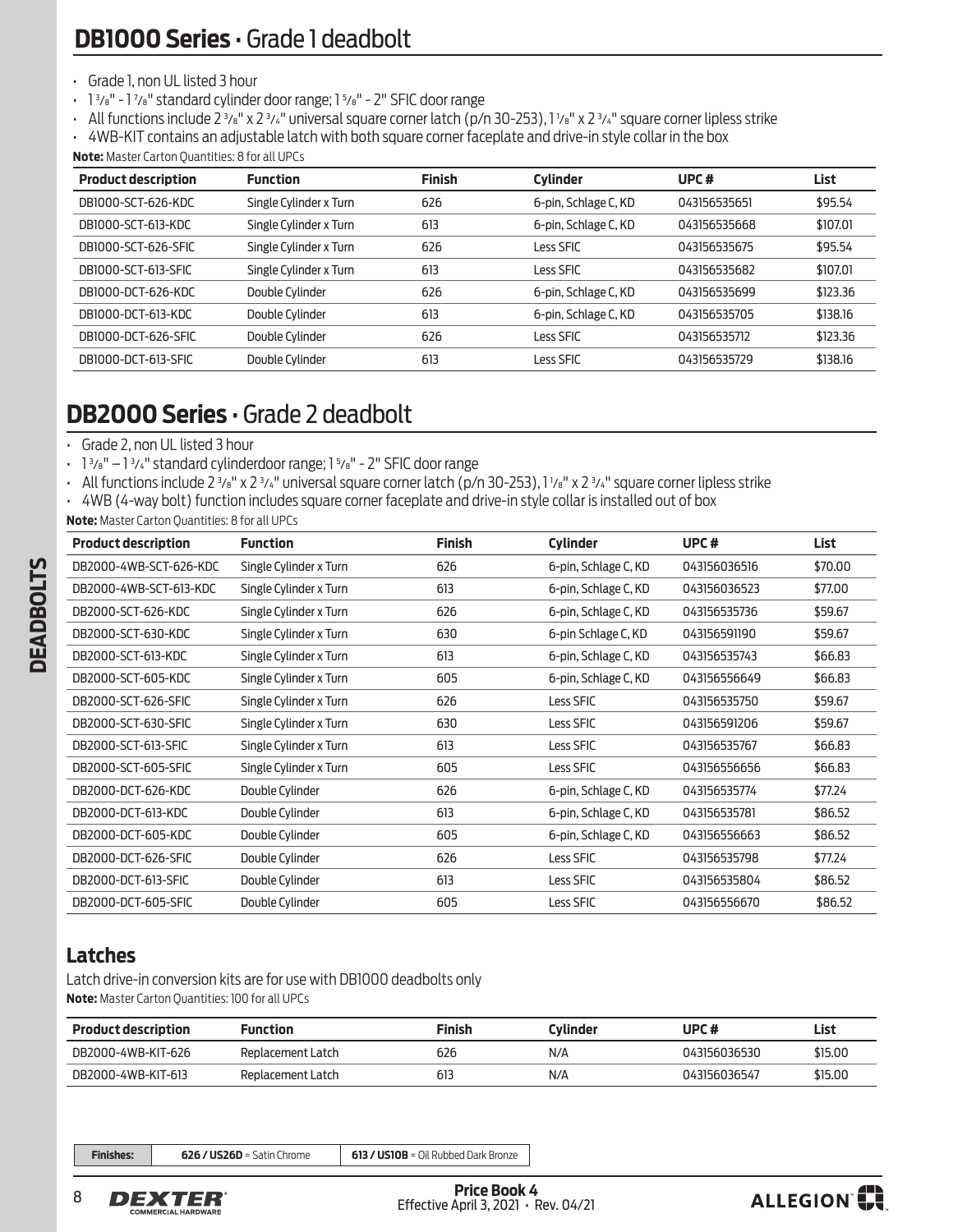# DB1000 Series • Grade 1 deadbolt

- Grade 1, non UL listed 3 hour
- 1 3/8" - 1 7/8" standard cylinder door range; 1 5/8" - 2" SFIC door range
- All functions include 2 3/8" x 2 3/4" universal square corner latch (p/n 30-253), 1 1/8" x 2 3/4" square corner lipless strike
- 4WB-KIT contains an adjustable latch with both square corner faceplate and drive-in style collar in the box

**Note:** Master Carton Quantities: 8 for all UPCs

| Product description | Function | Finish | Cylinder | UPC # | List |
|---|---|---|---|---|---|
| DB1000-SCT-626-KDC | Single Cylinder x Turn | 626 | 6-pin, Schlage C, KD | 043156535651 | $95.54 |
| DB1000-SCT-613-KDC | Single Cylinder x Turn | 613 | 6-pin, Schlage C, KD | 043156535668 | $107.01 |
| DB1000-SCT-626-SFIC | Single Cylinder x Turn | 626 | Less SFIC | 043156535675 | $95.54 |
| DB1000-SCT-613-SFIC | Single Cylinder x Turn | 613 | Less SFIC | 043156535682 | $107.01 |
| DB1000-DCT-626-KDC | Double Cylinder | 626 | 6-pin, Schlage C, KD | 043156535699 | $123.36 |
| DB1000-DCT-613-KDC | Double Cylinder | 613 | 6-pin, Schlage C, KD | 043156535705 | $138.16 |
| DB1000-DCT-626-SFIC | Double Cylinder | 626 | Less SFIC | 043156535712 | $123.36 |
| DB1000-DCT-613-SFIC | Double Cylinder | 613 | Less SFIC | 043156535729 | $138.16 |

# DB2000 Series • Grade 2 deadbolt

- Grade 2, non UL listed 3 hour
- 1 3/8" – 1 3/4" standard cylinderdoor range; 1 5/8" - 2" SFIC door range
- All functions include 2 3/8" x 2 3/4" universal square corner latch (p/n 30-253), 1 1/8" x 2 3/4" square corner lipless strike
- 4WB (4-way bolt) function includes square corner faceplate and drive-in style collar is installed out of box

**Note:** Master Carton Quantities: 8 for all UPCs

| Product description | Function | Finish | Cylinder | UPC # | List |
|---|---|---|---|---|---|
| DB2000-4WB-SCT-626-KDC | Single Cylinder x Turn | 626 | 6-pin, Schlage C, KD | 043156036516 | $70.00 |
| DB2000-4WB-SCT-613-KDC | Single Cylinder x Turn | 613 | 6-pin, Schlage C, KD | 043156036523 | $77.00 |
| DB2000-SCT-626-KDC | Single Cylinder x Turn | 626 | 6-pin, Schlage C, KD | 043156535736 | $59.67 |
| DB2000-SCT-630-KDC | Single Cylinder x Turn | 630 | 6-pin Schlage C, KD | 043156591190 | $59.67 |
| DB2000-SCT-613-KDC | Single Cylinder x Turn | 613 | 6-pin, Schlage C, KD | 043156535743 | $66.83 |
| DB2000-SCT-605-KDC | Single Cylinder x Turn | 605 | 6-pin, Schlage C, KD | 043156556649 | $66.83 |
| DB2000-SCT-626-SFIC | Single Cylinder x Turn | 626 | Less SFIC | 043156535750 | $59.67 |
| DB2000-SCT-630-SFIC | Single Cylinder x Turn | 630 | Less SFIC | 043156591206 | $59.67 |
| DB2000-SCT-613-SFIC | Single Cylinder x Turn | 613 | Less SFIC | 043156535767 | $66.83 |
| DB2000-SCT-605-SFIC | Single Cylinder x Turn | 605 | Less SFIC | 043156556656 | $66.83 |
| DB2000-DCT-626-KDC | Double Cylinder | 626 | 6-pin, Schlage C, KD | 043156535774 | $77.24 |
| DB2000-DCT-613-KDC | Double Cylinder | 613 | 6-pin, Schlage C, KD | 043156535781 | $86.52 |
| DB2000-DCT-605-KDC | Double Cylinder | 605 | 6-pin, Schlage C, KD | 043156556663 | $86.52 |
| DB2000-DCT-626-SFIC | Double Cylinder | 626 | Less SFIC | 043156535798 | $77.24 |
| DB2000-DCT-613-SFIC | Double Cylinder | 613 | Less SFIC | 043156535804 | $86.52 |
| DB2000-DCT-605-SFIC | Double Cylinder | 605 | Less SFIC | 043156556670 | $86.52 |

## Latches

Latch drive-in conversion kits are for use with DB1000 deadbolts only

**Note:** Master Carton Quantities: 100 for all UPCs

| Product description | Function | Finish | Cylinder | UPC # | List |
|---|---|---|---|---|---|
| DB2000-4WB-KIT-626 | Replacement Latch | 626 | N/A | 043156036530 | $15.00 |
| DB2000-4WB-KIT-613 | Replacement Latch | 613 | N/A | 043156036547 | $15.00 |

| Finishes: | **626 / US26D** = Satin Chrome | **613 / US10B** = Oil Rubbed Dark Bronze |
|---|---|---|

**Price Book 4**
Effective April 3, 2021 • Rev. 04/21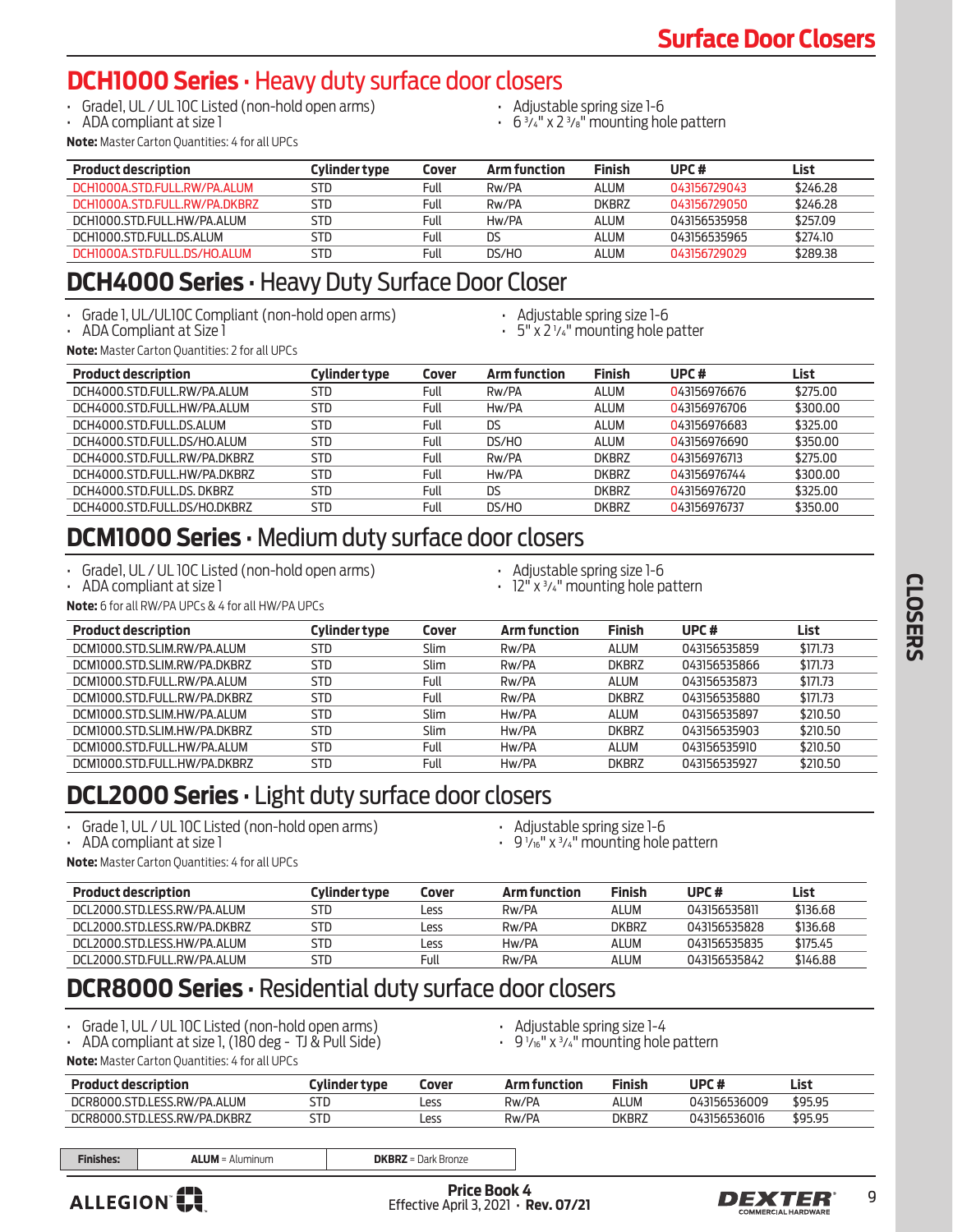# Surface Door Closers

## DCH1000 Series • Heavy duty surface door closers

- Grade1, UL / UL 10C Listed (non-hold open arms)
- ADA compliant at size 1
- Adjustable spring size 1-6
- 6 3/4" x 2 3/8" mounting hole pattern

**Note:** Master Carton Quantities: 4 for all UPCs

| Product description | Cylinder type | Cover | Arm function | Finish | UPC # | List |
|---|---|---|---|---|---|---|
| DCH1000A.STD.FULL.RW/PA.ALUM | STD | Full | Rw/PA | ALUM | 043156729043 | $246.28 |
| DCH1000A.STD.FULL.RW/PA.DKBRZ | STD | Full | Rw/PA | DKBRZ | 043156729050 | $246.28 |
| DCH1000.STD.FULL.HW/PA.ALUM | STD | Full | Hw/PA | ALUM | 043156535958 | $257.09 |
| DCH1000.STD.FULL.DS.ALUM | STD | Full | DS | ALUM | 043156535965 | $274.10 |
| DCH1000A.STD.FULL.DS/HO.ALUM | STD | Full | DS/HO | ALUM | 043156729029 | $289.38 |

## DCH4000 Series • Heavy Duty Surface Door Closer

- Grade 1, UL/UL10C Compliant (non-hold open arms)
- ADA Compliant at Size 1
- Adjustable spring size 1-6
- 5" x 2 1/4" mounting hole patter

**Note:** Master Carton Quantities: 2 for all UPCs

| Product description | Cylinder type | Cover | Arm function | Finish | UPC # | List |
|---|---|---|---|---|---|---|
| DCH4000.STD.FULL.RW/PA.ALUM | STD | Full | Rw/PA | ALUM | 043156976676 | $275.00 |
| DCH4000.STD.FULL.HW/PA.ALUM | STD | Full | Hw/PA | ALUM | 043156976706 | $300.00 |
| DCH4000.STD.FULL.DS.ALUM | STD | Full | DS | ALUM | 043156976683 | $325.00 |
| DCH4000.STD.FULL.DS/HO.ALUM | STD | Full | DS/HO | ALUM | 043156976690 | $350.00 |
| DCH4000.STD.FULL.RW/PA.DKBRZ | STD | Full | Rw/PA | DKBRZ | 043156976713 | $275.00 |
| DCH4000.STD.FULL.HW/PA.DKBRZ | STD | Full | Hw/PA | DKBRZ | 043156976744 | $300.00 |
| DCH4000.STD.FULL.DS. DKBRZ | STD | Full | DS | DKBRZ | 043156976720 | $325.00 |
| DCH4000.STD.FULL.DS/HO.DKBRZ | STD | Full | DS/HO | DKBRZ | 043156976737 | $350.00 |

## DCM1000 Series • Medium duty surface door closers

- Grade1, UL / UL 10C Listed (non-hold open arms)
- ADA compliant at size 1
- Adjustable spring size 1-6
- 12" x 3/4" mounting hole pattern

**Note:** 6 for all RW/PA UPCs & 4 for all HW/PA UPCs

| Product description | Cylinder type | Cover | Arm function | Finish | UPC # | List |
|---|---|---|---|---|---|---|
| DCM1000.STD.SLIM.RW/PA.ALUM | STD | Slim | Rw/PA | ALUM | 043156535859 | $171.73 |
| DCM1000.STD.SLIM.RW/PA.DKBRZ | STD | Slim | Rw/PA | DKBRZ | 043156535866 | $171.73 |
| DCM1000.STD.FULL.RW/PA.ALUM | STD | Full | Rw/PA | ALUM | 043156535873 | $171.73 |
| DCM1000.STD.FULL.RW/PA.DKBRZ | STD | Full | Rw/PA | DKBRZ | 043156535880 | $171.73 |
| DCM1000.STD.SLIM.HW/PA.ALUM | STD | Slim | Hw/PA | ALUM | 043156535897 | $210.50 |
| DCM1000.STD.SLIM.HW/PA.DKBRZ | STD | Slim | Hw/PA | DKBRZ | 043156535903 | $210.50 |
| DCM1000.STD.FULL.HW/PA.ALUM | STD | Full | Hw/PA | ALUM | 043156535910 | $210.50 |
| DCM1000.STD.FULL.HW/PA.DKBRZ | STD | Full | Hw/PA | DKBRZ | 043156535927 | $210.50 |

## DCL2000 Series • Light duty surface door closers

- Grade 1, UL / UL 10C Listed (non-hold open arms)
- ADA compliant at size 1
- Adjustable spring size 1-6
- 9 1/16" x 3/4" mounting hole pattern

**Note:** Master Carton Quantities: 4 for all UPCs

| Product description | Cylinder type | Cover | Arm function | Finish | UPC # | List |
|---|---|---|---|---|---|---|
| DCL2000.STD.LESS.RW/PA.ALUM | STD | Less | Rw/PA | ALUM | 043156535811 | $136.68 |
| DCL2000.STD.LESS.RW/PA.DKBRZ | STD | Less | Rw/PA | DKBRZ | 043156535828 | $136.68 |
| DCL2000.STD.LESS.HW/PA.ALUM | STD | Less | Hw/PA | ALUM | 043156535835 | $175.45 |
| DCL2000.STD.FULL.RW/PA.ALUM | STD | Full | Rw/PA | ALUM | 043156535842 | $146.88 |

## DCR8000 Series • Residential duty surface door closers

- Grade 1, UL / UL 10C Listed (non-hold open arms)
- ADA compliant at size 1, (180 deg - TJ & Pull Side)
- Adjustable spring size 1-4
- 9 1/16" x 3/4" mounting hole pattern

**Note:** Master Carton Quantities: 4 for all UPCs

| Product description | Cylinder type | Cover | Arm function | Finish | UPC # | List |
|---|---|---|---|---|---|---|
| DCR8000.STD.LESS.RW/PA.ALUM | STD | Less | Rw/PA | ALUM | 043156536009 | $95.95 |
| DCR8000.STD.LESS.RW/PA.DKBRZ | STD | Less | Rw/PA | DKBRZ | 043156536016 | $95.95 |

| Finishes: | ALUM = Aluminum | DKBRZ = Dark Bronze |
|---|---|---|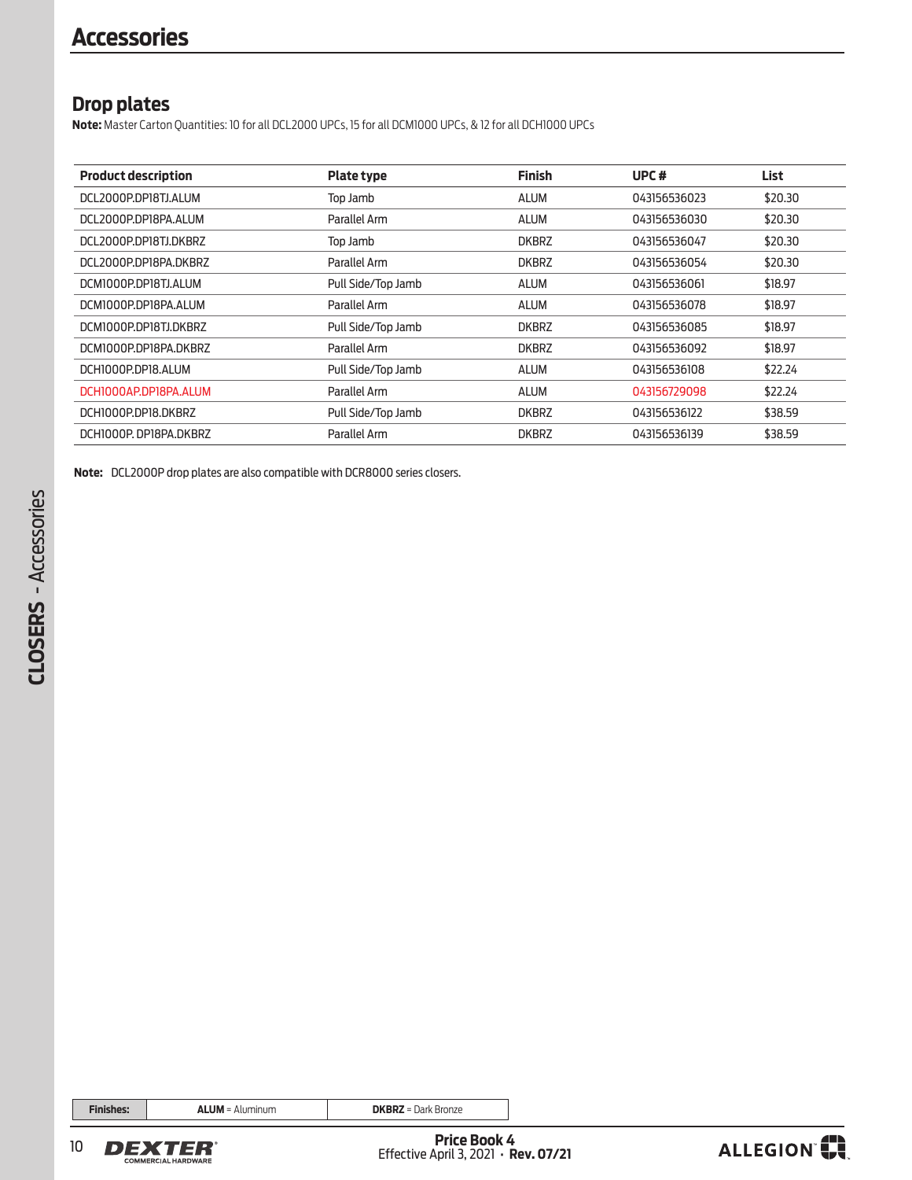# Accessories

## Drop plates

**Note:** Master Carton Quantities: 10 for all DCL2000 UPCs, 15 for all DCM1000 UPCs, & 12 for all DCH1000 UPCs

| Product description | Plate type | Finish | UPC # | List |
|---|---|---|---|---|
| DCL2000P.DP18TJ.ALUM | Top Jamb | ALUM | 043156536023 | $20.30 |
| DCL2000P.DP18PA.ALUM | Parallel Arm | ALUM | 043156536030 | $20.30 |
| DCL2000P.DP18TJ.DKBRZ | Top Jamb | DKBRZ | 043156536047 | $20.30 |
| DCL2000P.DP18PA.DKBRZ | Parallel Arm | DKBRZ | 043156536054 | $20.30 |
| DCM1000P.DP18TJ.ALUM | Pull Side/Top Jamb | ALUM | 043156536061 | $18.97 |
| DCM1000P.DP18PA.ALUM | Parallel Arm | ALUM | 043156536078 | $18.97 |
| DCM1000P.DP18TJ.DKBRZ | Pull Side/Top Jamb | DKBRZ | 043156536085 | $18.97 |
| DCM1000P.DP18PA.DKBRZ | Parallel Arm | DKBRZ | 043156536092 | $18.97 |
| DCH1000P.DP18.ALUM | Pull Side/Top Jamb | ALUM | 043156536108 | $22.24 |
| DCH1000AP.DP18PA.ALUM | Parallel Arm | ALUM | 043156729098 | $22.24 |
| DCH1000P.DP18.DKBRZ | Pull Side/Top Jamb | DKBRZ | 043156536122 | $38.59 |
| DCH1000P. DP18PA.DKBRZ | Parallel Arm | DKBRZ | 043156536139 | $38.59 |

**Note:** DCL2000P drop plates are also compatible with DCR8000 series closers.

| Finishes: | **ALUM** = Aluminum | **DKBRZ** = Dark Bronze |
|---|---|---|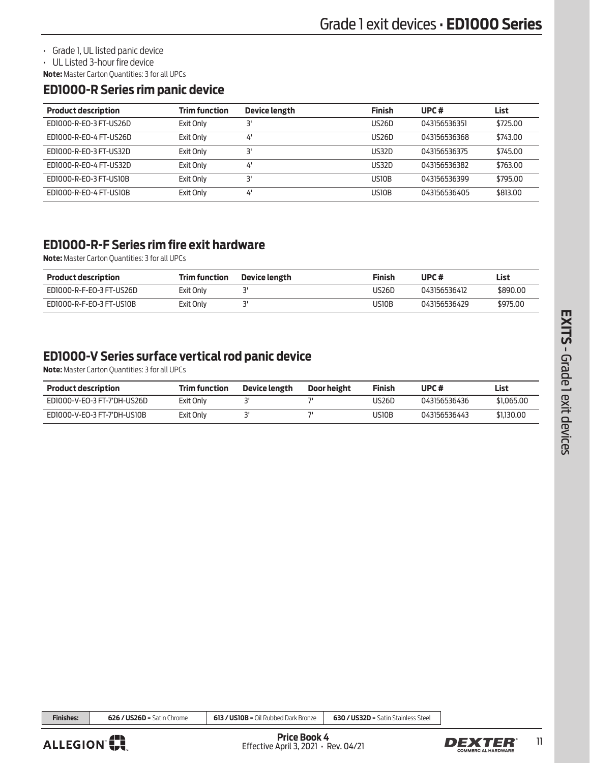# Grade 1 exit devices · **ED1000 Series**

- Grade 1, UL listed panic device
- UL Listed 3-hour fire device

**Note:** Master Carton Quantities: 3 for all UPCs

## ED1000-R Series rim panic device

| Product description | Trim function | Device length | Finish | UPC # | List |
|---|---|---|---|---|---|
| ED1000-R-EO-3 FT-US26D | Exit Only | 3' | US26D | 043156536351 | $725.00 |
| ED1000-R-EO-4 FT-US26D | Exit Only | 4' | US26D | 043156536368 | $743.00 |
| ED1000-R-EO-3 FT-US32D | Exit Only | 3' | US32D | 043156536375 | $745.00 |
| ED1000-R-EO-4 FT-US32D | Exit Only | 4' | US32D | 043156536382 | $763.00 |
| ED1000-R-EO-3 FT-US10B | Exit Only | 3' | US10B | 043156536399 | $795.00 |
| ED1000-R-EO-4 FT-US10B | Exit Only | 4' | US10B | 043156536405 | $813.00 |

## ED1000-R-F Series rim fire exit hardware

**Note:** Master Carton Quantities: 3 for all UPCs

| Product description | Trim function | Device length | Finish | UPC # | List |
|---|---|---|---|---|---|
| ED1000-R-F-EO-3 FT-US26D | Exit Only | 3' | US26D | 043156536412 | $890.00 |
| ED1000-R-F-EO-3 FT-US10B | Exit Only | 3' | US10B | 043156536429 | $975.00 |

## ED1000-V Series surface vertical rod panic device

**Note:** Master Carton Quantities: 3 for all UPCs

| Product description | Trim function | Device length | Door height | Finish | UPC # | List |
|---|---|---|---|---|---|---|
| ED1000-V-EO-3 FT-7'DH-US26D | Exit Only | 3' | 7' | US26D | 043156536436 | $1,065.00 |
| ED1000-V-EO-3 FT-7'DH-US10B | Exit Only | 3' | 7' | US10B | 043156536443 | $1,130.00 |

| Finishes: | **626 / US26D** = Satin Chrome | **613 / US10B** = Oil Rubbed Dark Bronze | **630 / US32D** = Satin Stainless Steel |
|---|---|---|---|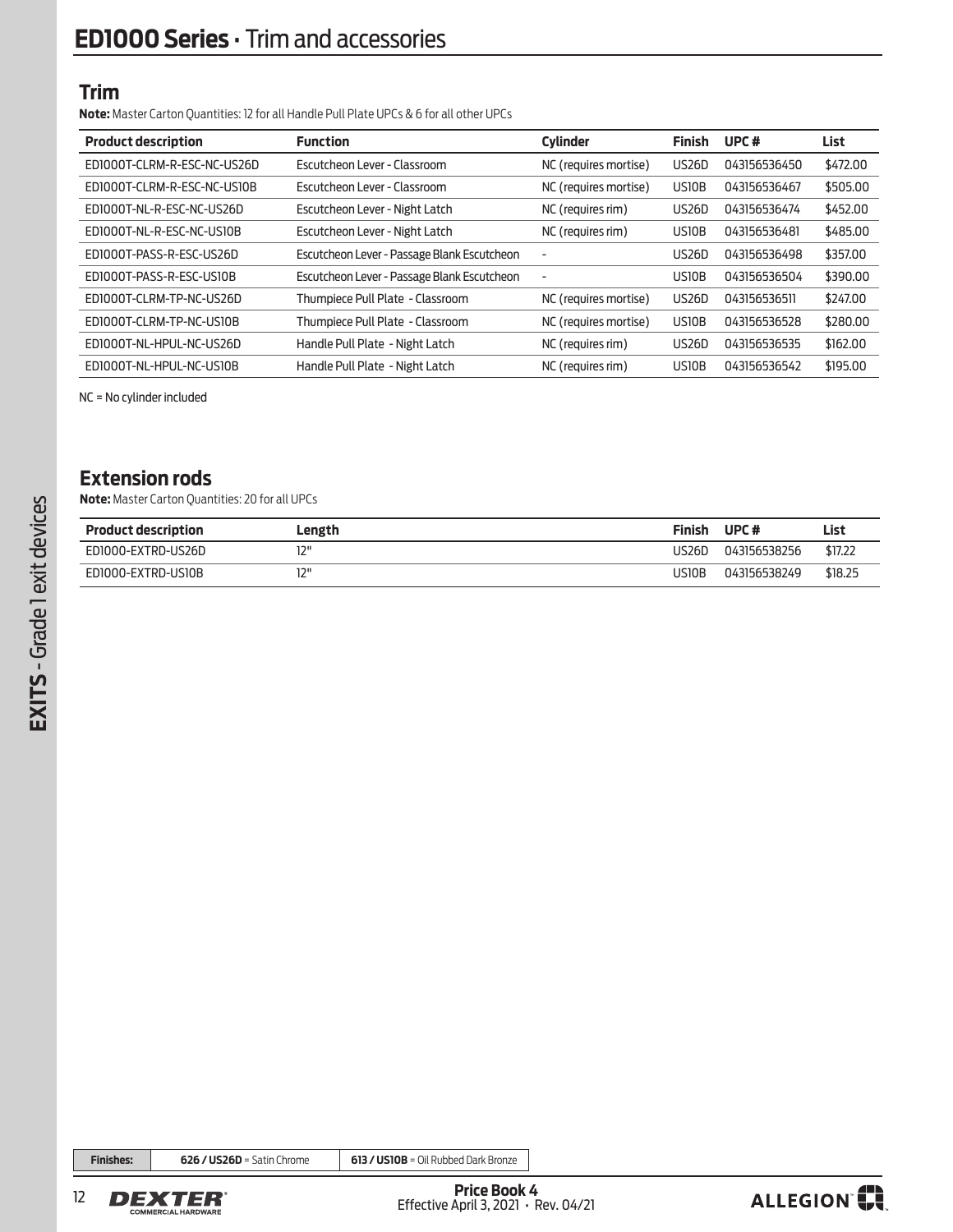# ED1000 Series · Trim and accessories

## Trim

**Note:** Master Carton Quantities: 12 for all Handle Pull Plate UPCs & 6 for all other UPCs

| Product description | Function | Cylinder | Finish | UPC # | List |
|---|---|---|---|---|---|
| ED1000T-CLRM-R-ESC-NC-US26D | Escutcheon Lever - Classroom | NC (requires mortise) | US26D | 043156536450 | $472.00 |
| ED1000T-CLRM-R-ESC-NC-US10B | Escutcheon Lever - Classroom | NC (requires mortise) | US10B | 043156536467 | $505.00 |
| ED1000T-NL-R-ESC-NC-US26D | Escutcheon Lever - Night Latch | NC (requires rim) | US26D | 043156536474 | $452.00 |
| ED1000T-NL-R-ESC-NC-US10B | Escutcheon Lever - Night Latch | NC (requires rim) | US10B | 043156536481 | $485.00 |
| ED1000T-PASS-R-ESC-US26D | Escutcheon Lever - Passage Blank Escutcheon | - | US26D | 043156536498 | $357.00 |
| ED1000T-PASS-R-ESC-US10B | Escutcheon Lever - Passage Blank Escutcheon | - | US10B | 043156536504 | $390.00 |
| ED1000T-CLRM-TP-NC-US26D | Thumpiece Pull Plate - Classroom | NC (requires mortise) | US26D | 043156536511 | $247.00 |
| ED1000T-CLRM-TP-NC-US10B | Thumpiece Pull Plate - Classroom | NC (requires mortise) | US10B | 043156536528 | $280.00 |
| ED1000T-NL-HPUL-NC-US26D | Handle Pull Plate - Night Latch | NC (requires rim) | US26D | 043156536535 | $162.00 |
| ED1000T-NL-HPUL-NC-US10B | Handle Pull Plate - Night Latch | NC (requires rim) | US10B | 043156536542 | $195.00 |

NC = No cylinder included

## Extension rods

**Note:** Master Carton Quantities: 20 for all UPCs

| Product description | Length | Finish | UPC # | List |
|---|---|---|---|---|
| ED1000-EXTRD-US26D | 12" | US26D | 043156538256 | $17.22 |
| ED1000-EXTRD-US10B | 12" | US10B | 043156538249 | $18.25 |

| Finishes: | **626 / US26D** = Satin Chrome | **613 / US10B** = Oil Rubbed Dark Bronze |
|---|---|---|

**Price Book 4**
Effective April 3, 2021 · Rev. 04/21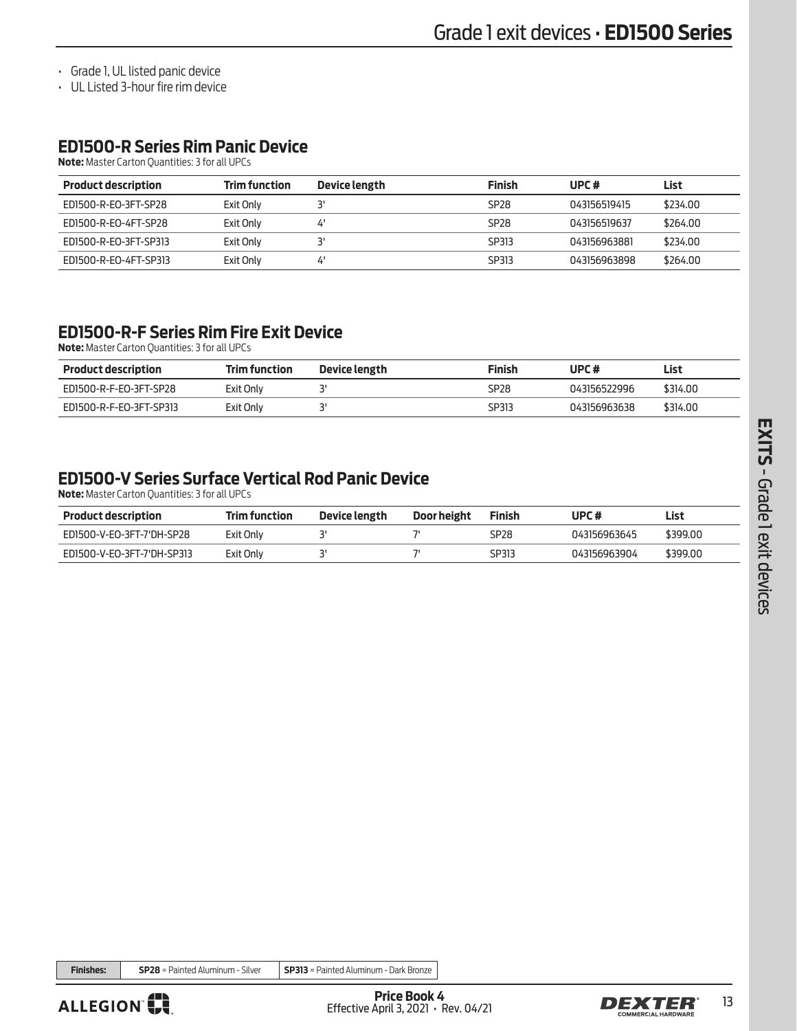- Grade 1, UL listed panic device
- UL Listed 3-hour fire rim device

## ED1500-R Series Rim Panic Device

**Note:** Master Carton Quantities: 3 for all UPCs

| Product description | Trim function | Device length | Finish | UPC # | List |
|---|---|---|---|---|---|
| ED1500-R-EO-3FT-SP28 | Exit Only | 3' | SP28 | 043156519415 | $234.00 |
| ED1500-R-EO-4FT-SP28 | Exit Only | 4' | SP28 | 043156519637 | $264.00 |
| ED1500-R-EO-3FT-SP313 | Exit Only | 3' | SP313 | 043156963881 | $234.00 |
| ED1500-R-EO-4FT-SP313 | Exit Only | 4' | SP313 | 043156963898 | $264.00 |

## ED1500-R-F Series Rim Fire Exit Device

**Note:** Master Carton Quantities: 3 for all UPCs

| Product description | Trim function | Device length | Finish | UPC # | List |
|---|---|---|---|---|---|
| ED1500-R-F-EO-3FT-SP28 | Exit Only | 3' | SP28 | 043156522996 | $314.00 |
| ED1500-R-F-EO-3FT-SP313 | Exit Only | 3' | SP313 | 043156963638 | $314.00 |

## ED1500-V Series Surface Vertical Rod Panic Device

**Note:** Master Carton Quantities: 3 for all UPCs

| Product description | Trim function | Device length | Door height | Finish | UPC # | List |
|---|---|---|---|---|---|---|
| ED1500-V-EO-3FT-7'DH-SP28 | Exit Only | 3' | 7' | SP28 | 043156963645 | $399.00 |
| ED1500-V-EO-3FT-7'DH-SP313 | Exit Only | 3' | 7' | SP313 | 043156963904 | $399.00 |

| Finishes: | **SP28** = Painted Aluminum - Silver | **SP313** = Painted Aluminum - Dark Bronze |
|---|---|---|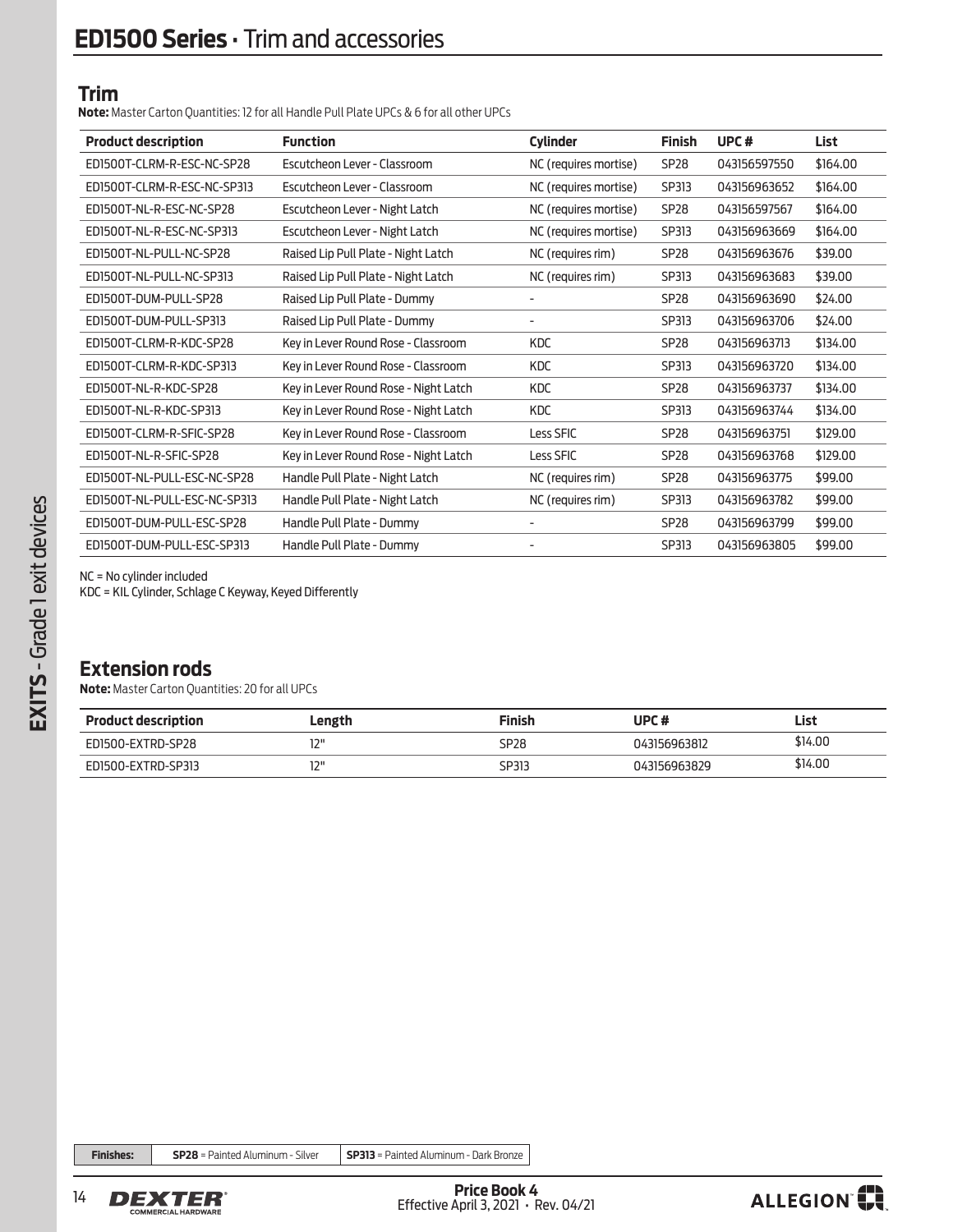# ED1500 Series · Trim and accessories

## Trim

**Note:** Master Carton Quantities: 12 for all Handle Pull Plate UPCs & 6 for all other UPCs

| Product description | Function | Cylinder | Finish | UPC # | List |
|---|---|---|---|---|---|
| ED1500T-CLRM-R-ESC-NC-SP28 | Escutcheon Lever - Classroom | NC (requires mortise) | SP28 | 043156597550 | $164.00 |
| ED1500T-CLRM-R-ESC-NC-SP313 | Escutcheon Lever - Classroom | NC (requires mortise) | SP313 | 043156963652 | $164.00 |
| ED1500T-NL-R-ESC-NC-SP28 | Escutcheon Lever - Night Latch | NC (requires mortise) | SP28 | 043156597567 | $164.00 |
| ED1500T-NL-R-ESC-NC-SP313 | Escutcheon Lever - Night Latch | NC (requires mortise) | SP313 | 043156963669 | $164.00 |
| ED1500T-NL-PULL-NC-SP28 | Raised Lip Pull Plate - Night Latch | NC (requires rim) | SP28 | 043156963676 | $39.00 |
| ED1500T-NL-PULL-NC-SP313 | Raised Lip Pull Plate - Night Latch | NC (requires rim) | SP313 | 043156963683 | $39.00 |
| ED1500T-DUM-PULL-SP28 | Raised Lip Pull Plate - Dummy | - | SP28 | 043156963690 | $24.00 |
| ED1500T-DUM-PULL-SP313 | Raised Lip Pull Plate - Dummy | - | SP313 | 043156963706 | $24.00 |
| ED1500T-CLRM-R-KDC-SP28 | Key in Lever Round Rose - Classroom | KDC | SP28 | 043156963713 | $134.00 |
| ED1500T-CLRM-R-KDC-SP313 | Key in Lever Round Rose - Classroom | KDC | SP313 | 043156963720 | $134.00 |
| ED1500T-NL-R-KDC-SP28 | Key in Lever Round Rose - Night Latch | KDC | SP28 | 043156963737 | $134.00 |
| ED1500T-NL-R-KDC-SP313 | Key in Lever Round Rose - Night Latch | KDC | SP313 | 043156963744 | $134.00 |
| ED1500T-CLRM-R-SFIC-SP28 | Key in Lever Round Rose - Classroom | Less SFIC | SP28 | 043156963751 | $129.00 |
| ED1500T-NL-R-SFIC-SP28 | Key in Lever Round Rose - Night Latch | Less SFIC | SP28 | 043156963768 | $129.00 |
| ED1500T-NL-PULL-ESC-NC-SP28 | Handle Pull Plate - Night Latch | NC (requires rim) | SP28 | 043156963775 | $99.00 |
| ED1500T-NL-PULL-ESC-NC-SP313 | Handle Pull Plate - Night Latch | NC (requires rim) | SP313 | 043156963782 | $99.00 |
| ED1500T-DUM-PULL-ESC-SP28 | Handle Pull Plate - Dummy | - | SP28 | 043156963799 | $99.00 |
| ED1500T-DUM-PULL-ESC-SP313 | Handle Pull Plate - Dummy | - | SP313 | 043156963805 | $99.00 |

NC = No cylinder included

KDC = KIL Cylinder, Schlage C Keyway, Keyed Differently

## Extension rods

**Note:** Master Carton Quantities: 20 for all UPCs

| Product description | Length | Finish | UPC # | List |
|---|---|---|---|---|
| ED1500-EXTRD-SP28 | 12" | SP28 | 043156963812 | $14.00 |
| ED1500-EXTRD-SP313 | 12" | SP313 | 043156963829 | $14.00 |

| Finishes: | SP28 = Painted Aluminum - Silver | SP313 = Painted Aluminum - Dark Bronze |
|---|---|---|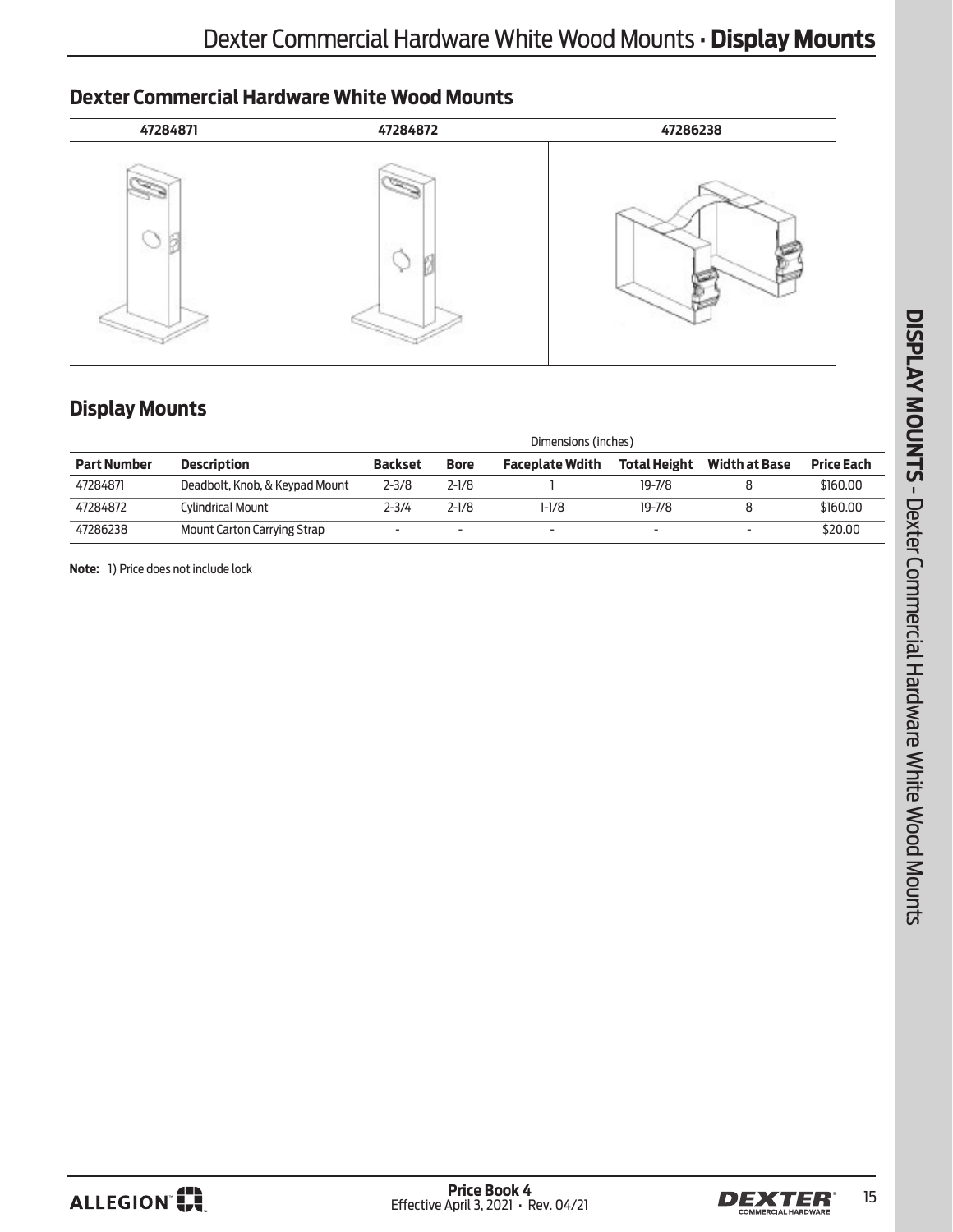## Dexter Commercial Hardware White Wood Mounts

| 47284871 | 47284872 | 47286238 |
|---|---|---|

## Display Mounts

| | | Dimensions (inches) | | | | | |
|---|---|---|---|---|---|---|---|
| **Part Number** | **Description** | **Backset** | **Bore** | **Faceplate Wdith** | **Total Height** | **Width at Base** | **Price Each** |
| 47284871 | Deadbolt, Knob, & Keypad Mount | 2-3/8 | 2-1/8 | 1 | 19-7/8 | 8 | $160.00 |
| 47284872 | Cylindrical Mount | 2-3/4 | 2-1/8 | 1-1/8 | 19-7/8 | 8 | $160.00 |
| 47286238 | Mount Carton Carrying Strap | - | - | - | - | - | $20.00 |

**Note:** 1) Price does not include lock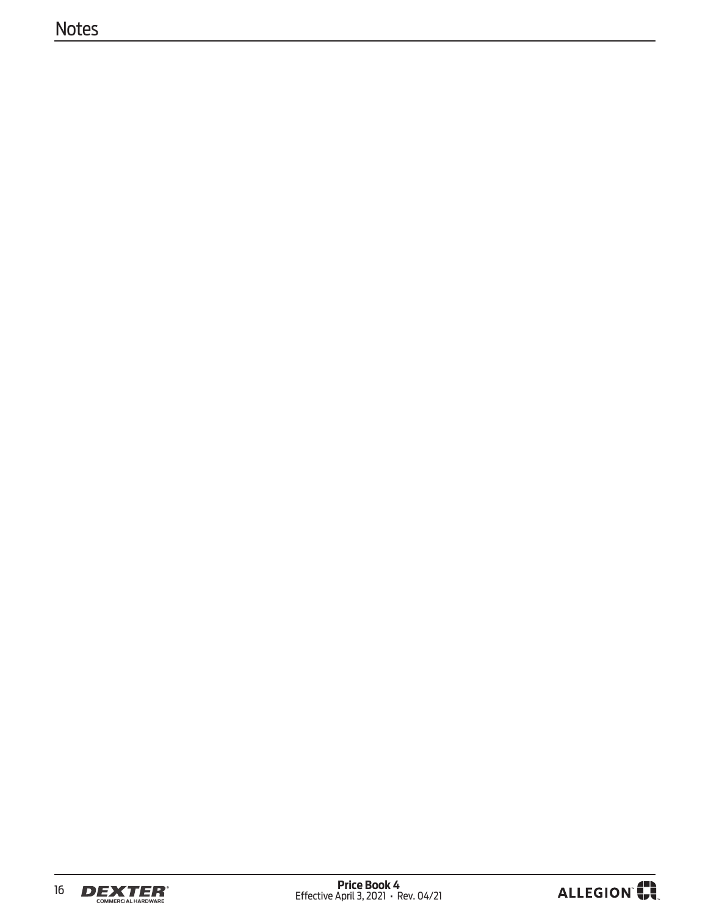# Notes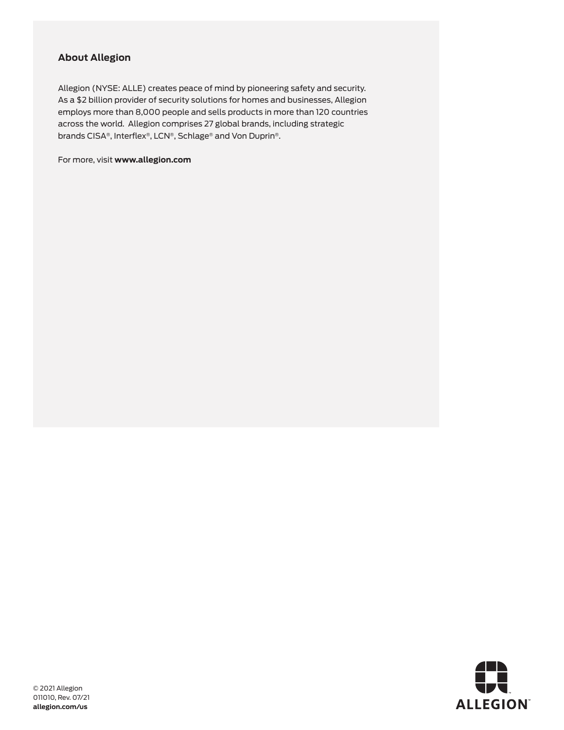## About Allegion

Allegion (NYSE: ALLE) creates peace of mind by pioneering safety and security. As a $2 billion provider of security solutions for homes and businesses, Allegion employs more than 8,000 people and sells products in more than 120 countries across the world. Allegion comprises 27 global brands, including strategic brands CISA®, Interflex®, LCN®, Schlage® and Von Duprin®.

For more, visit **www.allegion.com**

© 2021 Allegion
011010, Rev. 07/21
**allegion.com/us**

ALLEGION™